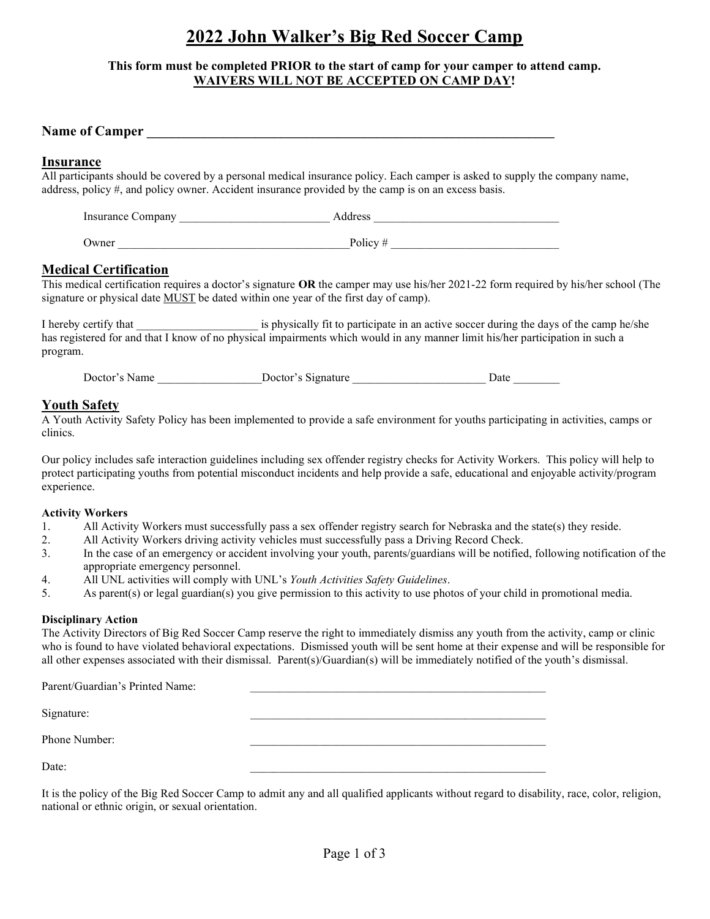# 2022 John Walker's Big Red Soccer Camp

**This form must be completed PRIOR to the start of camp for your camper to attend camp.**
**WAIVERS WILL NOT BE ACCEPTED ON CAMP DAY!**

**Name of Camper** ________________________________________________________________

## Insurance

All participants should be covered by a personal medical insurance policy. Each camper is asked to supply the company name, address, policy #, and policy owner. Accident insurance provided by the camp is on an excess basis.

Insurance Company __________________________ Address ________________________________

Owner ________________________________________Policy # _____________________________

## Medical Certification

This medical certification requires a doctor's signature **OR** the camper may use his/her 2021-22 form required by his/her school (The signature or physical date MUST be dated within one year of the first day of camp).

I hereby certify that _____________________ is physically fit to participate in an active soccer during the days of the camp he/she has registered for and that I know of no physical impairments which would in any manner limit his/her participation in such a program.

Doctor's Name __________________Doctor's Signature _______________________ Date ________

## Youth Safety

A Youth Activity Safety Policy has been implemented to provide a safe environment for youths participating in activities, camps or clinics.

Our policy includes safe interaction guidelines including sex offender registry checks for Activity Workers. This policy will help to protect participating youths from potential misconduct incidents and help provide a safe, educational and enjoyable activity/program experience.

#### Activity Workers

1. All Activity Workers must successfully pass a sex offender registry search for Nebraska and the state(s) they reside.
2. All Activity Workers driving activity vehicles must successfully pass a Driving Record Check.
3. In the case of an emergency or accident involving your youth, parents/guardians will be notified, following notification of the appropriate emergency personnel.
4. All UNL activities will comply with UNL's *Youth Activities Safety Guidelines*.
5. As parent(s) or legal guardian(s) you give permission to this activity to use photos of your child in promotional media.

#### Disciplinary Action

The Activity Directors of Big Red Soccer Camp reserve the right to immediately dismiss any youth from the activity, camp or clinic who is found to have violated behavioral expectations. Dismissed youth will be sent home at their expense and will be responsible for all other expenses associated with their dismissal. Parent(s)/Guardian(s) will be immediately notified of the youth's dismissal.

Parent/Guardian's Printed Name: _____________________________________________________

Signature: _____________________________________________________

Phone Number: _____________________________________________________

Date: _____________________________________________________

It is the policy of the Big Red Soccer Camp to admit any and all qualified applicants without regard to disability, race, color, religion, national or ethnic origin, or sexual orientation.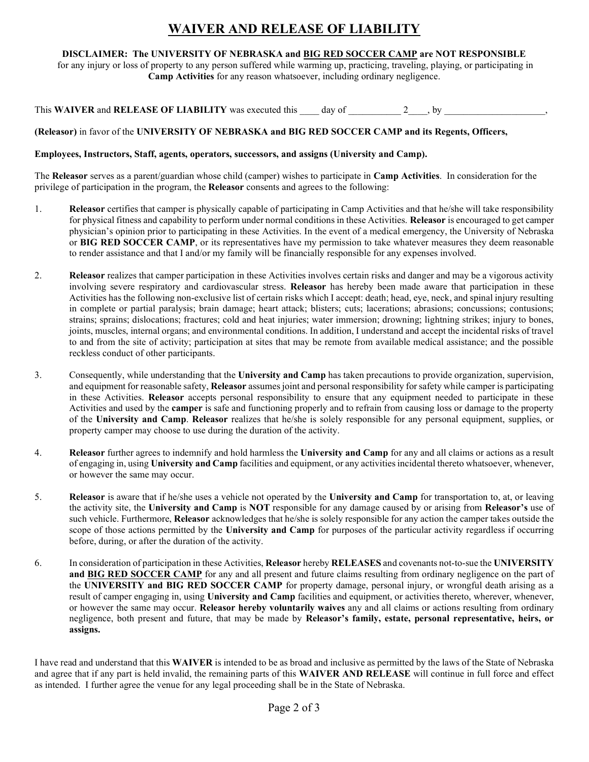# WAIVER AND RELEASE OF LIABILITY

**DISCLAIMER: The UNIVERSITY OF NEBRASKA and BIG RED SOCCER CAMP are NOT RESPONSIBLE** for any injury or loss of property to any person suffered while warming up, practicing, traveling, playing, or participating in **Camp Activities** for any reason whatsoever, including ordinary negligence.

This **WAIVER** and **RELEASE OF LIABILITY** was executed this ____ day of ___________ 2____, by _____________________,

**(Releasor)** in favor of the **UNIVERSITY OF NEBRASKA and BIG RED SOCCER CAMP and its Regents, Officers, Employees, Instructors, Staff, agents, operators, successors, and assigns (University and Camp).**

The **Releasor** serves as a parent/guardian whose child (camper) wishes to participate in **Camp Activities**. In consideration for the privilege of participation in the program, the **Releasor** consents and agrees to the following:

1. **Releasor** certifies that camper is physically capable of participating in Camp Activities and that he/she will take responsibility for physical fitness and capability to perform under normal conditions in these Activities. **Releasor** is encouraged to get camper physician's opinion prior to participating in these Activities. In the event of a medical emergency, the University of Nebraska or **BIG RED SOCCER CAMP**, or its representatives have my permission to take whatever measures they deem reasonable to render assistance and that I and/or my family will be financially responsible for any expenses involved.

2. **Releasor** realizes that camper participation in these Activities involves certain risks and danger and may be a vigorous activity involving severe respiratory and cardiovascular stress. **Releasor** has hereby been made aware that participation in these Activities has the following non-exclusive list of certain risks which I accept: death; head, eye, neck, and spinal injury resulting in complete or partial paralysis; brain damage; heart attack; blisters; cuts; lacerations; abrasions; concussions; contusions; strains; sprains; dislocations; fractures; cold and heat injuries; water immersion; drowning; lightning strikes; injury to bones, joints, muscles, internal organs; and environmental conditions. In addition, I understand and accept the incidental risks of travel to and from the site of activity; participation at sites that may be remote from available medical assistance; and the possible reckless conduct of other participants.

3. Consequently, while understanding that the **University and Camp** has taken precautions to provide organization, supervision, and equipment for reasonable safety, **Releasor** assumes joint and personal responsibility for safety while camper is participating in these Activities. **Releasor** accepts personal responsibility to ensure that any equipment needed to participate in these Activities and used by the **camper** is safe and functioning properly and to refrain from causing loss or damage to the property of the **University and Camp**. **Releasor** realizes that he/she is solely responsible for any personal equipment, supplies, or property camper may choose to use during the duration of the activity.

4. **Releasor** further agrees to indemnify and hold harmless the **University and Camp** for any and all claims or actions as a result of engaging in, using **University and Camp** facilities and equipment, or any activities incidental thereto whatsoever, whenever, or however the same may occur.

5. **Releasor** is aware that if he/she uses a vehicle not operated by the **University and Camp** for transportation to, at, or leaving the activity site, the **University and Camp** is **NOT** responsible for any damage caused by or arising from **Releasor's** use of such vehicle. Furthermore, **Releasor** acknowledges that he/she is solely responsible for any action the camper takes outside the scope of those actions permitted by the **University and Camp** for purposes of the particular activity regardless if occurring before, during, or after the duration of the activity.

6. In consideration of participation in these Activities, **Releasor** hereby **RELEASES** and covenants not-to-sue the **UNIVERSITY and BIG RED SOCCER CAMP** for any and all present and future claims resulting from ordinary negligence on the part of the **UNIVERSITY and BIG RED SOCCER CAMP** for property damage, personal injury, or wrongful death arising as a result of camper engaging in, using **University and Camp** facilities and equipment, or activities thereto, wherever, whenever, or however the same may occur. **Releasor hereby voluntarily waives** any and all claims or actions resulting from ordinary negligence, both present and future, that may be made by **Releasor's family, estate, personal representative, heirs, or assigns.**

I have read and understand that this **WAIVER** is intended to be as broad and inclusive as permitted by the laws of the State of Nebraska and agree that if any part is held invalid, the remaining parts of this **WAIVER AND RELEASE** will continue in full force and effect as intended. I further agree the venue for any legal proceeding shall be in the State of Nebraska.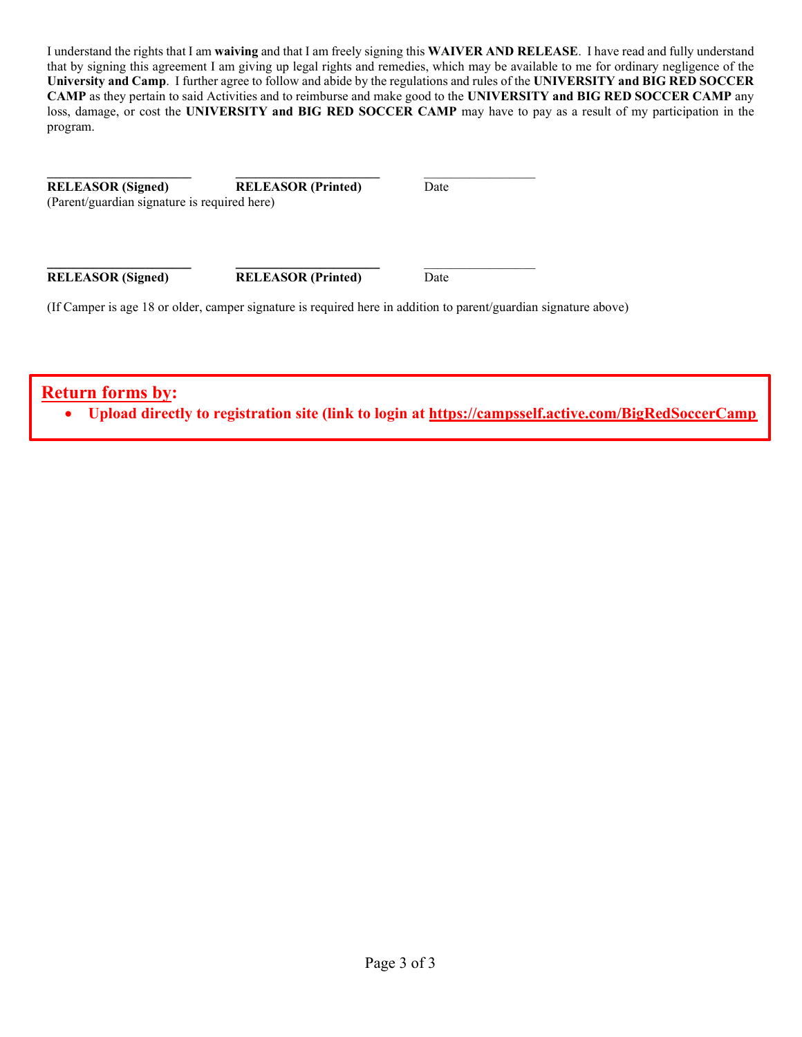I understand the rights that I am **waiving** and that I am freely signing this **WAIVER AND RELEASE**. I have read and fully understand that by signing this agreement I am giving up legal rights and remedies, which may be available to me for ordinary negligence of the **University and Camp**. I further agree to follow and abide by the regulations and rules of the **UNIVERSITY and BIG RED SOCCER CAMP** as they pertain to said Activities and to reimburse and make good to the **UNIVERSITY and BIG RED SOCCER CAMP** any loss, damage, or cost the **UNIVERSITY and BIG RED SOCCER CAMP** may have to pay as a result of my participation in the program.

| | | |
|---|---|---|
| ____________________ | ____________________ | ________________ |
| **RELEASOR (Signed)** | **RELEASOR (Printed)** | Date |

(Parent/guardian signature is required here)

| | | |
|---|---|---|
| ____________________ | ____________________ | ________________ |
| **RELEASOR (Signed)** | **RELEASOR (Printed)** | Date |

(If Camper is age 18 or older, camper signature is required here in addition to parent/guardian signature above)

## Return forms by:

- **Upload directly to registration site (link to login at https://campsself.active.com/BigRedSoccerCamp**